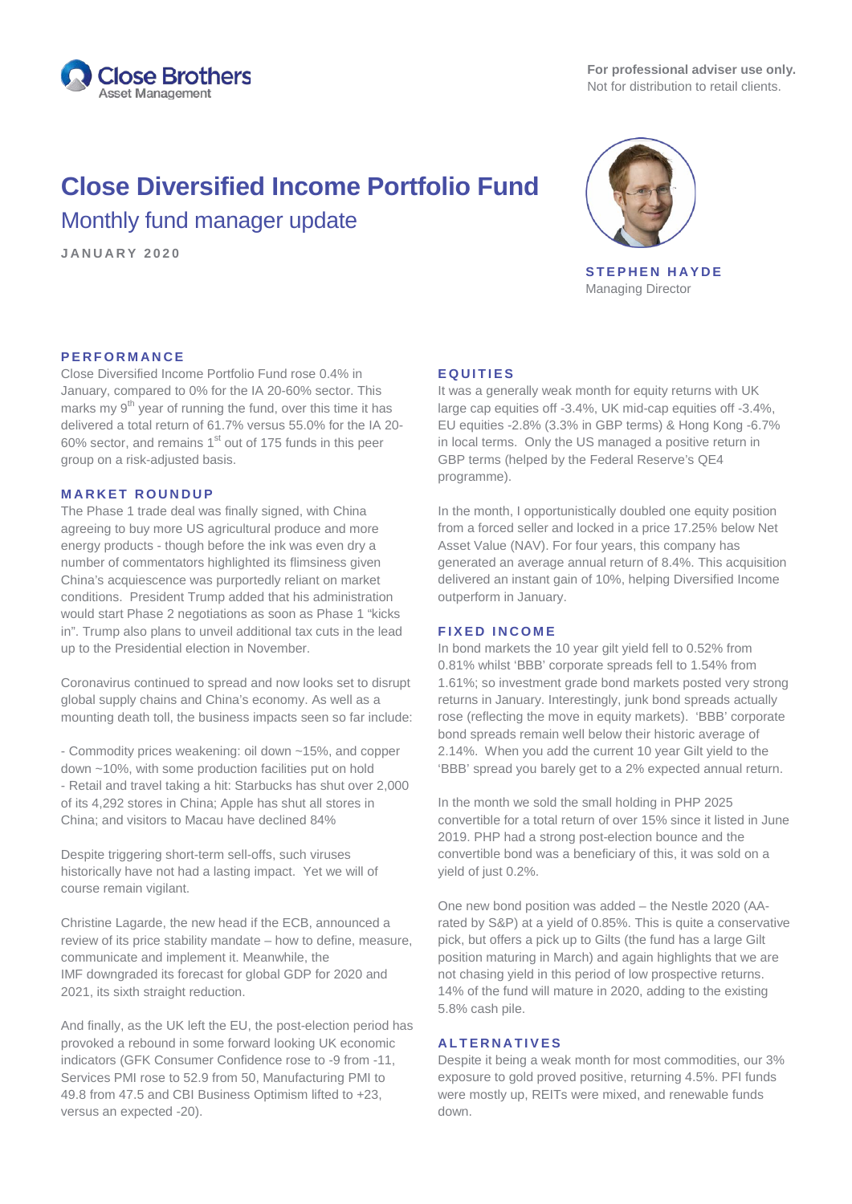**For professional adviser use only.**
Not for distribution to retail clients.

# Close Diversified Income Portfolio Fund

## Monthly fund manager update

**JANUARY 2020**

**STEPHEN HAYDE**
Managing Director

### PERFORMANCE

Close Diversified Income Portfolio Fund rose 0.4% in January, compared to 0% for the IA 20-60% sector. This marks my 9th year of running the fund, over this time it has delivered a total return of 61.7% versus 55.0% for the IA 20-60% sector, and remains 1st out of 175 funds in this peer group on a risk-adjusted basis.

### MARKET ROUNDUP

The Phase 1 trade deal was finally signed, with China agreeing to buy more US agricultural produce and more energy products - though before the ink was even dry a number of commentators highlighted its flimsiness given China's acquiescence was purportedly reliant on market conditions. President Trump added that his administration would start Phase 2 negotiations as soon as Phase 1 "kicks in". Trump also plans to unveil additional tax cuts in the lead up to the Presidential election in November.

Coronavirus continued to spread and now looks set to disrupt global supply chains and China's economy. As well as a mounting death toll, the business impacts seen so far include:

- Commodity prices weakening: oil down ~15%, and copper down ~10%, with some production facilities put on hold
- Retail and travel taking a hit: Starbucks has shut over 2,000 of its 4,292 stores in China; Apple has shut all stores in China; and visitors to Macau have declined 84%

Despite triggering short-term sell-offs, such viruses historically have not had a lasting impact. Yet we will of course remain vigilant.

Christine Lagarde, the new head if the ECB, announced a review of its price stability mandate – how to define, measure, communicate and implement it. Meanwhile, the IMF downgraded its forecast for global GDP for 2020 and 2021, its sixth straight reduction.

And finally, as the UK left the EU, the post-election period has provoked a rebound in some forward looking UK economic indicators (GFK Consumer Confidence rose to -9 from -11, Services PMI rose to 52.9 from 50, Manufacturing PMI to 49.8 from 47.5 and CBI Business Optimism lifted to +23, versus an expected -20).

### EQUITIES

It was a generally weak month for equity returns with UK large cap equities off -3.4%, UK mid-cap equities off -3.4%, EU equities -2.8% (3.3% in GBP terms) & Hong Kong -6.7% in local terms. Only the US managed a positive return in GBP terms (helped by the Federal Reserve's QE4 programme).

In the month, I opportunistically doubled one equity position from a forced seller and locked in a price 17.25% below Net Asset Value (NAV). For four years, this company has generated an average annual return of 8.4%. This acquisition delivered an instant gain of 10%, helping Diversified Income outperform in January.

### FIXED INCOME

In bond markets the 10 year gilt yield fell to 0.52% from 0.81% whilst 'BBB' corporate spreads fell to 1.54% from 1.61%; so investment grade bond markets posted very strong returns in January. Interestingly, junk bond spreads actually rose (reflecting the move in equity markets). 'BBB' corporate bond spreads remain well below their historic average of 2.14%. When you add the current 10 year Gilt yield to the 'BBB' spread you barely get to a 2% expected annual return.

In the month we sold the small holding in PHP 2025 convertible for a total return of over 15% since it listed in June 2019. PHP had a strong post-election bounce and the convertible bond was a beneficiary of this, it was sold on a yield of just 0.2%.

One new bond position was added – the Nestle 2020 (AA-rated by S&P) at a yield of 0.85%. This is quite a conservative pick, but offers a pick up to Gilts (the fund has a large Gilt position maturing in March) and again highlights that we are not chasing yield in this period of low prospective returns. 14% of the fund will mature in 2020, adding to the existing 5.8% cash pile.

### ALTERNATIVES

Despite it being a weak month for most commodities, our 3% exposure to gold proved positive, returning 4.5%. PFI funds were mostly up, REITs were mixed, and renewable funds down.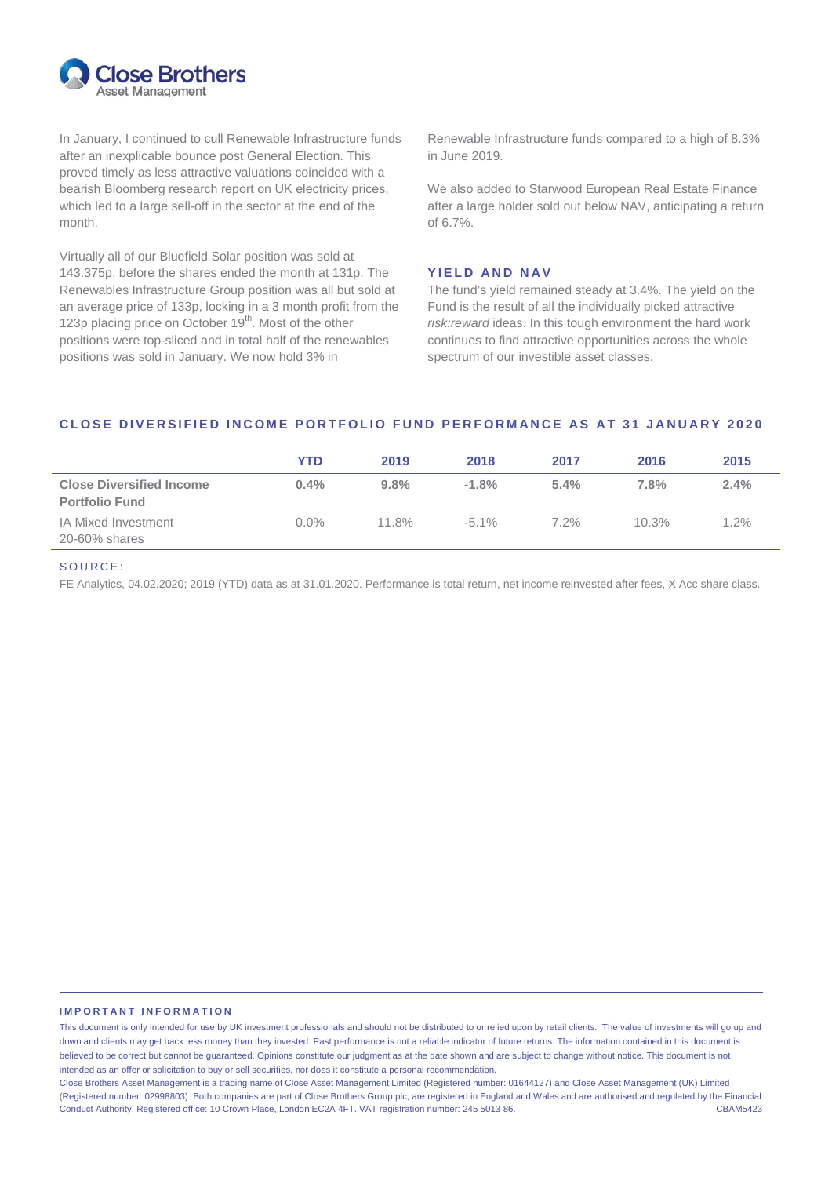In January, I continued to cull Renewable Infrastructure funds after an inexplicable bounce post General Election. This proved timely as less attractive valuations coincided with a bearish Bloomberg research report on UK electricity prices, which led to a large sell-off in the sector at the end of the month.

Virtually all of our Bluefield Solar position was sold at 143.375p, before the shares ended the month at 131p. The Renewables Infrastructure Group position was all but sold at an average price of 133p, locking in a 3 month profit from the 123p placing price on October 19th. Most of the other positions were top-sliced and in total half of the renewables positions was sold in January. We now hold 3% in Renewable Infrastructure funds compared to a high of 8.3% in June 2019.

We also added to Starwood European Real Estate Finance after a large holder sold out below NAV, anticipating a return of 6.7%.

## YIELD AND NAV

The fund's yield remained steady at 3.4%. The yield on the Fund is the result of all the individually picked attractive *risk:reward* ideas. In this tough environment the hard work continues to find attractive opportunities across the whole spectrum of our investible asset classes.

## CLOSE DIVERSIFIED INCOME PORTFOLIO FUND PERFORMANCE AS AT 31 JANUARY 2020

| | YTD | 2019 | 2018 | 2017 | 2016 | 2015 |
|---|---|---|---|---|---|---|
| **Close Diversified Income Portfolio Fund** | **0.4%** | **9.8%** | **-1.8%** | **5.4%** | **7.8%** | **2.4%** |
| IA Mixed Investment 20-60% shares | 0.0% | 11.8% | -5.1% | 7.2% | 10.3% | 1.2% |

SOURCE:

FE Analytics, 04.02.2020; 2019 (YTD) data as at 31.01.2020. Performance is total return, net income reinvested after fees, X Acc share class.

### IMPORTANT INFORMATION

This document is only intended for use by UK investment professionals and should not be distributed to or relied upon by retail clients. The value of investments will go up and down and clients may get back less money than they invested. Past performance is not a reliable indicator of future returns. The information contained in this document is believed to be correct but cannot be guaranteed. Opinions constitute our judgment as at the date shown and are subject to change without notice. This document is not intended as an offer or solicitation to buy or sell securities, nor does it constitute a personal recommendation.

Close Brothers Asset Management is a trading name of Close Asset Management Limited (Registered number: 01644127) and Close Asset Management (UK) Limited (Registered number: 02998803). Both companies are part of Close Brothers Group plc, are registered in England and Wales and are authorised and regulated by the Financial Conduct Authority. Registered office: 10 Crown Place, London EC2A 4FT. VAT registration number: 245 5013 86. CBAM5423